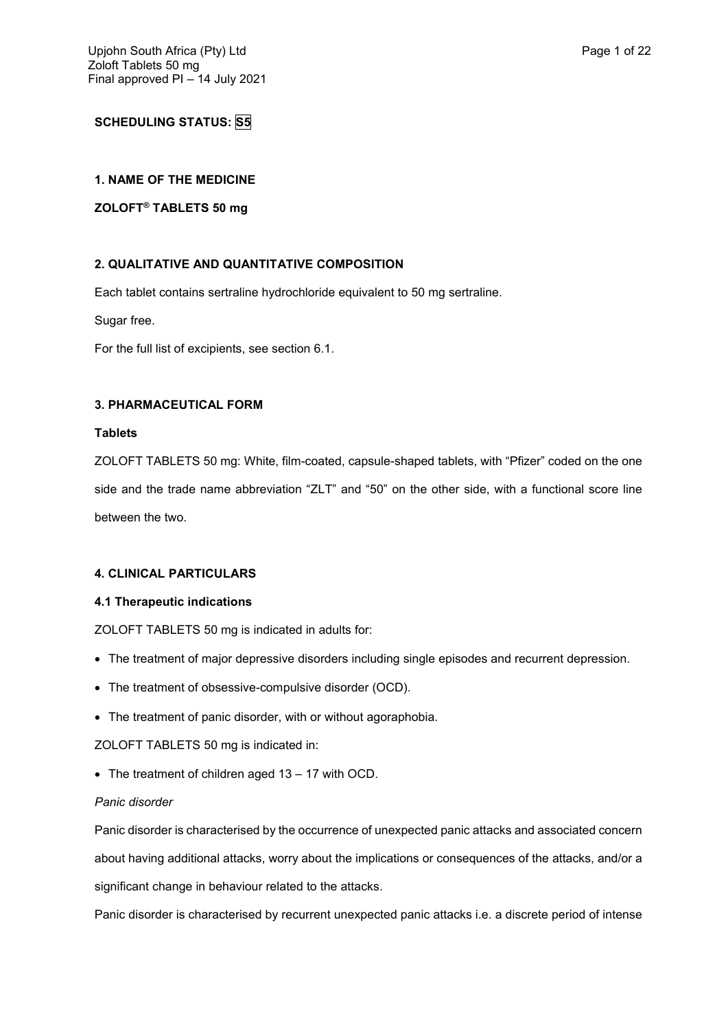**SCHEDULING STATUS: S5**

## 1. NAME OF THE MEDICINE

**ZOLOFT® TABLETS 50 mg**

## 2. QUALITATIVE AND QUANTITATIVE COMPOSITION

Each tablet contains sertraline hydrochloride equivalent to 50 mg sertraline.

Sugar free.

For the full list of excipients, see section 6.1.

## 3. PHARMACEUTICAL FORM

**Tablets**

ZOLOFT TABLETS 50 mg: White, film-coated, capsule-shaped tablets, with "Pfizer" coded on the one side and the trade name abbreviation "ZLT" and "50" on the other side, with a functional score line between the two.

## 4. CLINICAL PARTICULARS

### 4.1 Therapeutic indications

ZOLOFT TABLETS 50 mg is indicated in adults for:

- The treatment of major depressive disorders including single episodes and recurrent depression.
- The treatment of obsessive-compulsive disorder (OCD).
- The treatment of panic disorder, with or without agoraphobia.

ZOLOFT TABLETS 50 mg is indicated in:

- The treatment of children aged 13 – 17 with OCD.

*Panic disorder*

Panic disorder is characterised by the occurrence of unexpected panic attacks and associated concern about having additional attacks, worry about the implications or consequences of the attacks, and/or a significant change in behaviour related to the attacks.

Panic disorder is characterised by recurrent unexpected panic attacks i.e. a discrete period of intense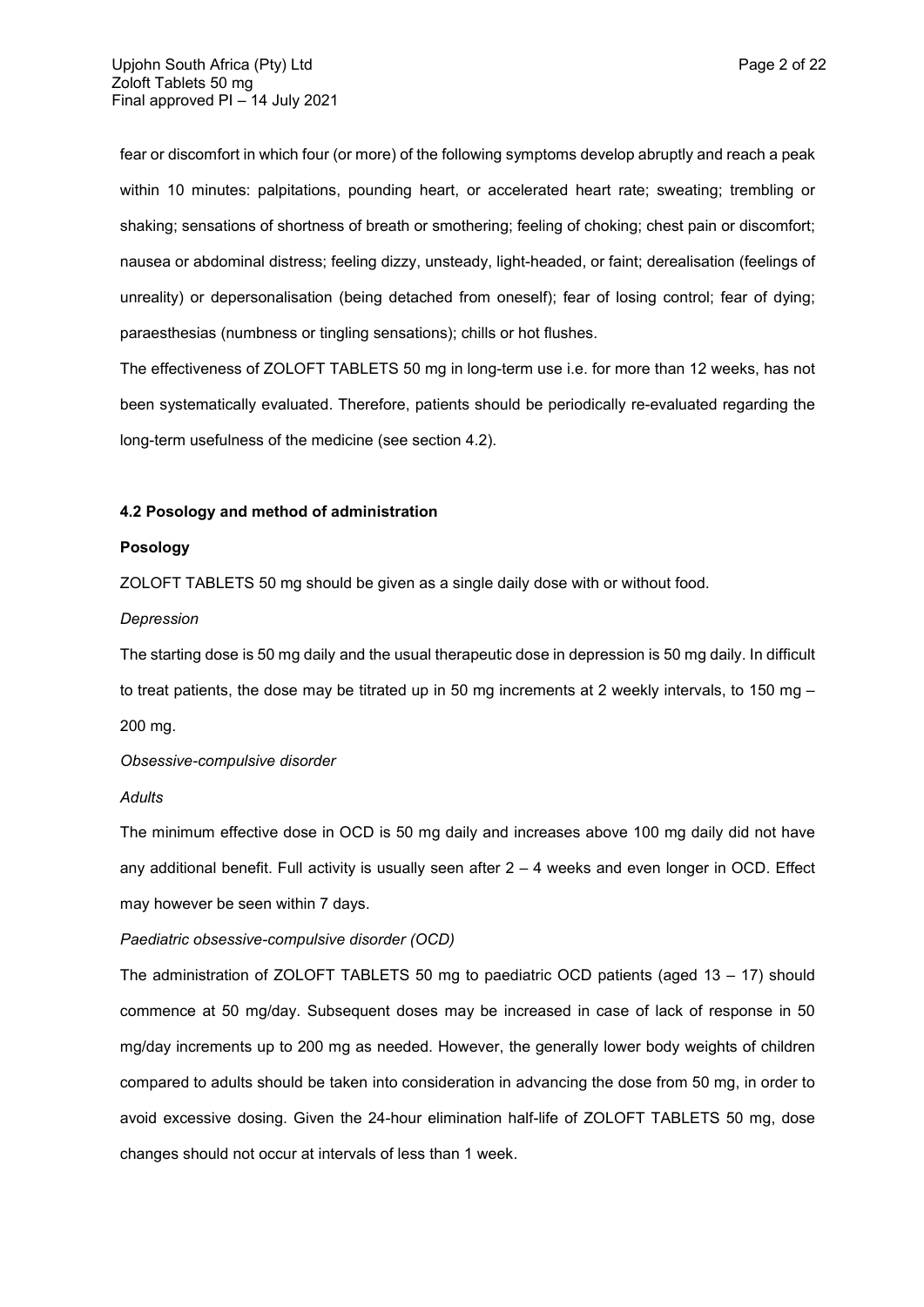fear or discomfort in which four (or more) of the following symptoms develop abruptly and reach a peak within 10 minutes: palpitations, pounding heart, or accelerated heart rate; sweating; trembling or shaking; sensations of shortness of breath or smothering; feeling of choking; chest pain or discomfort; nausea or abdominal distress; feeling dizzy, unsteady, light-headed, or faint; derealisation (feelings of unreality) or depersonalisation (being detached from oneself); fear of losing control; fear of dying; paraesthesias (numbness or tingling sensations); chills or hot flushes.

The effectiveness of ZOLOFT TABLETS 50 mg in long-term use i.e. for more than 12 weeks, has not been systematically evaluated. Therefore, patients should be periodically re-evaluated regarding the long-term usefulness of the medicine (see section 4.2).

**4.2 Posology and method of administration**

**Posology**

ZOLOFT TABLETS 50 mg should be given as a single daily dose with or without food.

*Depression*

The starting dose is 50 mg daily and the usual therapeutic dose in depression is 50 mg daily. In difficult to treat patients, the dose may be titrated up in 50 mg increments at 2 weekly intervals, to 150 mg – 200 mg.

*Obsessive-compulsive disorder*

*Adults*

The minimum effective dose in OCD is 50 mg daily and increases above 100 mg daily did not have any additional benefit. Full activity is usually seen after 2 – 4 weeks and even longer in OCD. Effect may however be seen within 7 days.

*Paediatric obsessive-compulsive disorder (OCD)*

The administration of ZOLOFT TABLETS 50 mg to paediatric OCD patients (aged 13 – 17) should commence at 50 mg/day. Subsequent doses may be increased in case of lack of response in 50 mg/day increments up to 200 mg as needed. However, the generally lower body weights of children compared to adults should be taken into consideration in advancing the dose from 50 mg, in order to avoid excessive dosing. Given the 24-hour elimination half-life of ZOLOFT TABLETS 50 mg, dose changes should not occur at intervals of less than 1 week.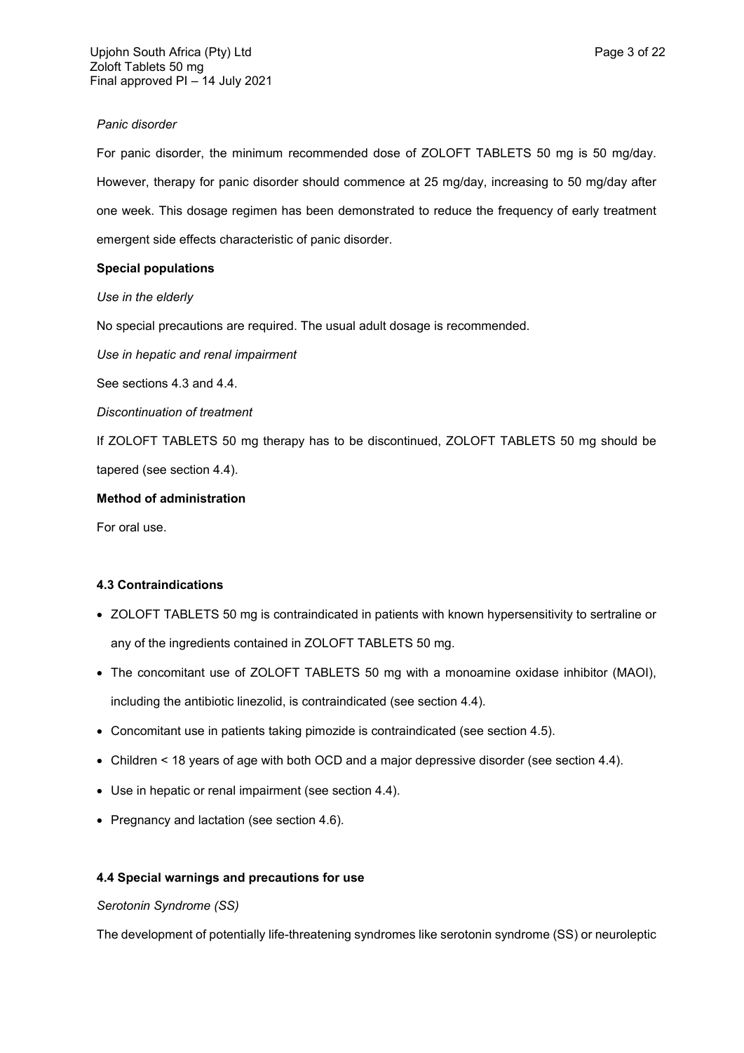*Panic disorder*

For panic disorder, the minimum recommended dose of ZOLOFT TABLETS 50 mg is 50 mg/day. However, therapy for panic disorder should commence at 25 mg/day, increasing to 50 mg/day after one week. This dosage regimen has been demonstrated to reduce the frequency of early treatment emergent side effects characteristic of panic disorder.

**Special populations**

*Use in the elderly*

No special precautions are required. The usual adult dosage is recommended.

*Use in hepatic and renal impairment*

See sections 4.3 and 4.4.

*Discontinuation of treatment*

If ZOLOFT TABLETS 50 mg therapy has to be discontinued, ZOLOFT TABLETS 50 mg should be tapered (see section 4.4).

**Method of administration**

For oral use.

### 4.3 Contraindications

- ZOLOFT TABLETS 50 mg is contraindicated in patients with known hypersensitivity to sertraline or any of the ingredients contained in ZOLOFT TABLETS 50 mg.
- The concomitant use of ZOLOFT TABLETS 50 mg with a monoamine oxidase inhibitor (MAOI), including the antibiotic linezolid, is contraindicated (see section 4.4).
- Concomitant use in patients taking pimozide is contraindicated (see section 4.5).
- Children < 18 years of age with both OCD and a major depressive disorder (see section 4.4).
- Use in hepatic or renal impairment (see section 4.4).
- Pregnancy and lactation (see section 4.6).

### 4.4 Special warnings and precautions for use

*Serotonin Syndrome (SS)*

The development of potentially life-threatening syndromes like serotonin syndrome (SS) or neuroleptic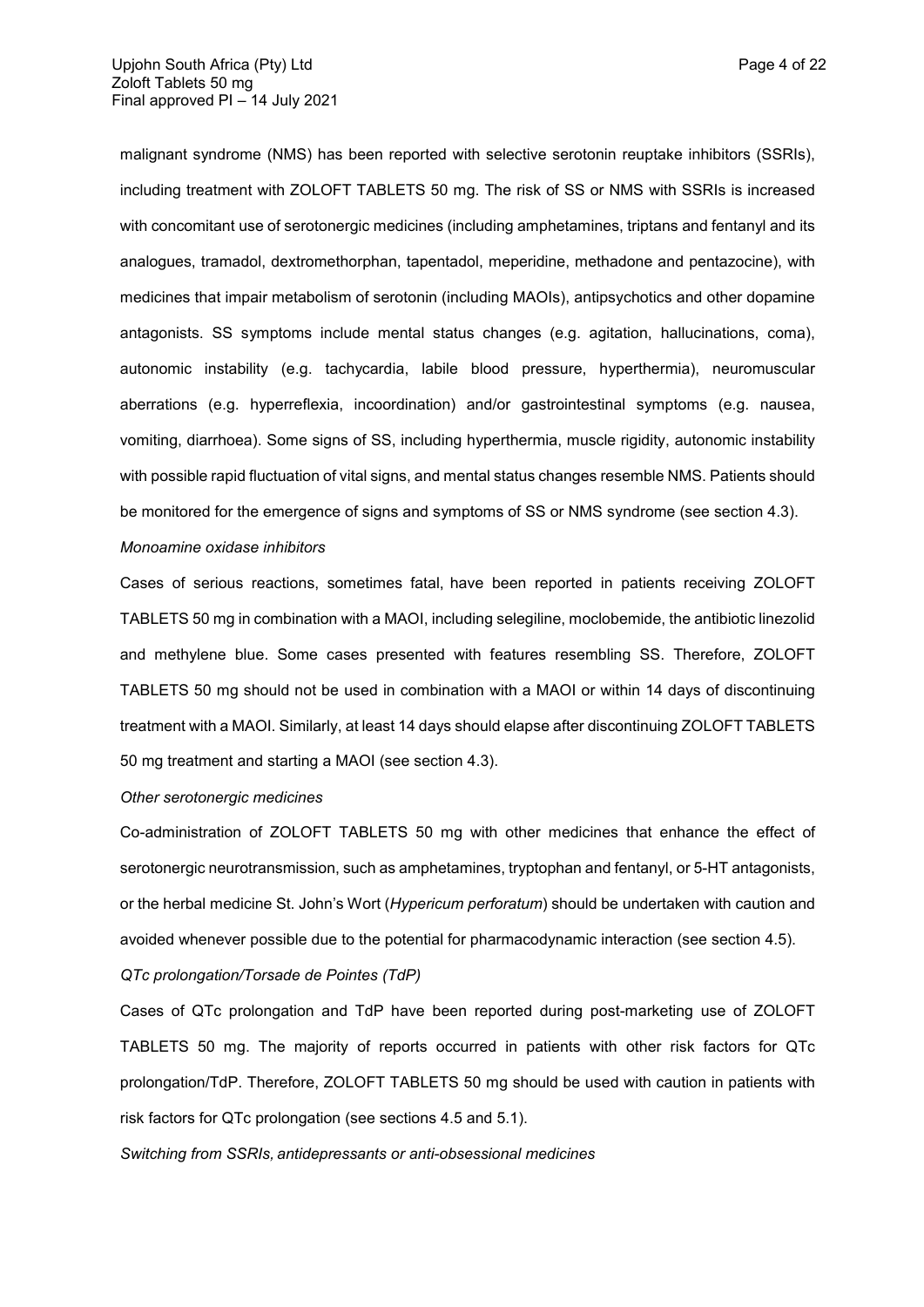malignant syndrome (NMS) has been reported with selective serotonin reuptake inhibitors (SSRIs), including treatment with ZOLOFT TABLETS 50 mg. The risk of SS or NMS with SSRIs is increased with concomitant use of serotonergic medicines (including amphetamines, triptans and fentanyl and its analogues, tramadol, dextromethorphan, tapentadol, meperidine, methadone and pentazocine), with medicines that impair metabolism of serotonin (including MAOIs), antipsychotics and other dopamine antagonists. SS symptoms include mental status changes (e.g. agitation, hallucinations, coma), autonomic instability (e.g. tachycardia, labile blood pressure, hyperthermia), neuromuscular aberrations (e.g. hyperreflexia, incoordination) and/or gastrointestinal symptoms (e.g. nausea, vomiting, diarrhoea). Some signs of SS, including hyperthermia, muscle rigidity, autonomic instability with possible rapid fluctuation of vital signs, and mental status changes resemble NMS. Patients should be monitored for the emergence of signs and symptoms of SS or NMS syndrome (see section 4.3).

*Monoamine oxidase inhibitors*

Cases of serious reactions, sometimes fatal, have been reported in patients receiving ZOLOFT TABLETS 50 mg in combination with a MAOI, including selegiline, moclobemide, the antibiotic linezolid and methylene blue. Some cases presented with features resembling SS. Therefore, ZOLOFT TABLETS 50 mg should not be used in combination with a MAOI or within 14 days of discontinuing treatment with a MAOI. Similarly, at least 14 days should elapse after discontinuing ZOLOFT TABLETS 50 mg treatment and starting a MAOI (see section 4.3).

*Other serotonergic medicines*

Co-administration of ZOLOFT TABLETS 50 mg with other medicines that enhance the effect of serotonergic neurotransmission, such as amphetamines, tryptophan and fentanyl, or 5-HT antagonists, or the herbal medicine St. John's Wort (*Hypericum perforatum*) should be undertaken with caution and avoided whenever possible due to the potential for pharmacodynamic interaction (see section 4.5).

*QTc prolongation/Torsade de Pointes (TdP)*

Cases of QTc prolongation and TdP have been reported during post-marketing use of ZOLOFT TABLETS 50 mg. The majority of reports occurred in patients with other risk factors for QTc prolongation/TdP. Therefore, ZOLOFT TABLETS 50 mg should be used with caution in patients with risk factors for QTc prolongation (see sections 4.5 and 5.1).

*Switching from SSRIs, antidepressants or anti-obsessional medicines*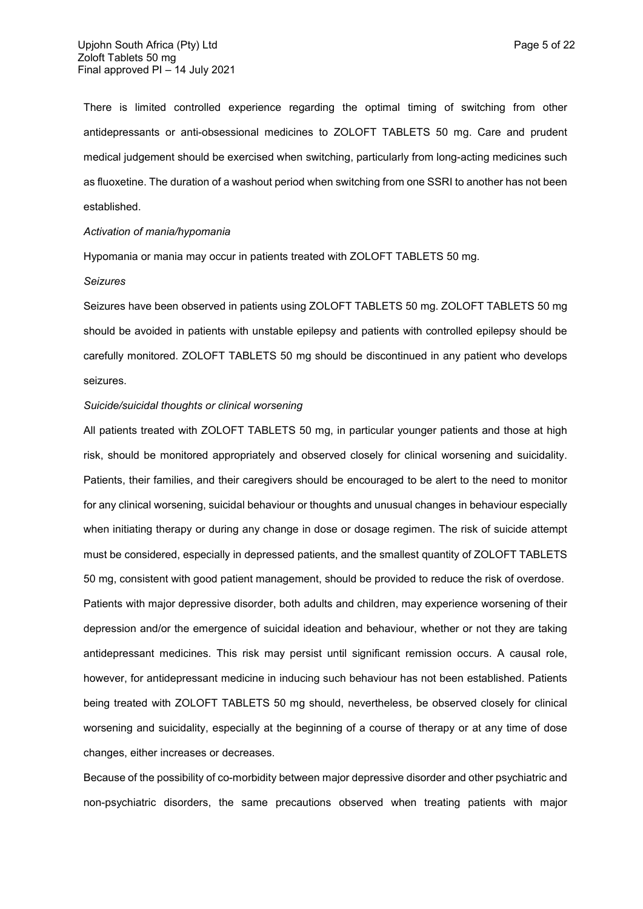There is limited controlled experience regarding the optimal timing of switching from other antidepressants or anti-obsessional medicines to ZOLOFT TABLETS 50 mg. Care and prudent medical judgement should be exercised when switching, particularly from long-acting medicines such as fluoxetine. The duration of a washout period when switching from one SSRI to another has not been established.

*Activation of mania/hypomania*

Hypomania or mania may occur in patients treated with ZOLOFT TABLETS 50 mg.

*Seizures*

Seizures have been observed in patients using ZOLOFT TABLETS 50 mg. ZOLOFT TABLETS 50 mg should be avoided in patients with unstable epilepsy and patients with controlled epilepsy should be carefully monitored. ZOLOFT TABLETS 50 mg should be discontinued in any patient who develops seizures.

*Suicide/suicidal thoughts or clinical worsening*

All patients treated with ZOLOFT TABLETS 50 mg, in particular younger patients and those at high risk, should be monitored appropriately and observed closely for clinical worsening and suicidality. Patients, their families, and their caregivers should be encouraged to be alert to the need to monitor for any clinical worsening, suicidal behaviour or thoughts and unusual changes in behaviour especially when initiating therapy or during any change in dose or dosage regimen. The risk of suicide attempt must be considered, especially in depressed patients, and the smallest quantity of ZOLOFT TABLETS 50 mg, consistent with good patient management, should be provided to reduce the risk of overdose.

Patients with major depressive disorder, both adults and children, may experience worsening of their depression and/or the emergence of suicidal ideation and behaviour, whether or not they are taking antidepressant medicines. This risk may persist until significant remission occurs. A causal role, however, for antidepressant medicine in inducing such behaviour has not been established. Patients being treated with ZOLOFT TABLETS 50 mg should, nevertheless, be observed closely for clinical worsening and suicidality, especially at the beginning of a course of therapy or at any time of dose changes, either increases or decreases.

Because of the possibility of co-morbidity between major depressive disorder and other psychiatric and non-psychiatric disorders, the same precautions observed when treating patients with major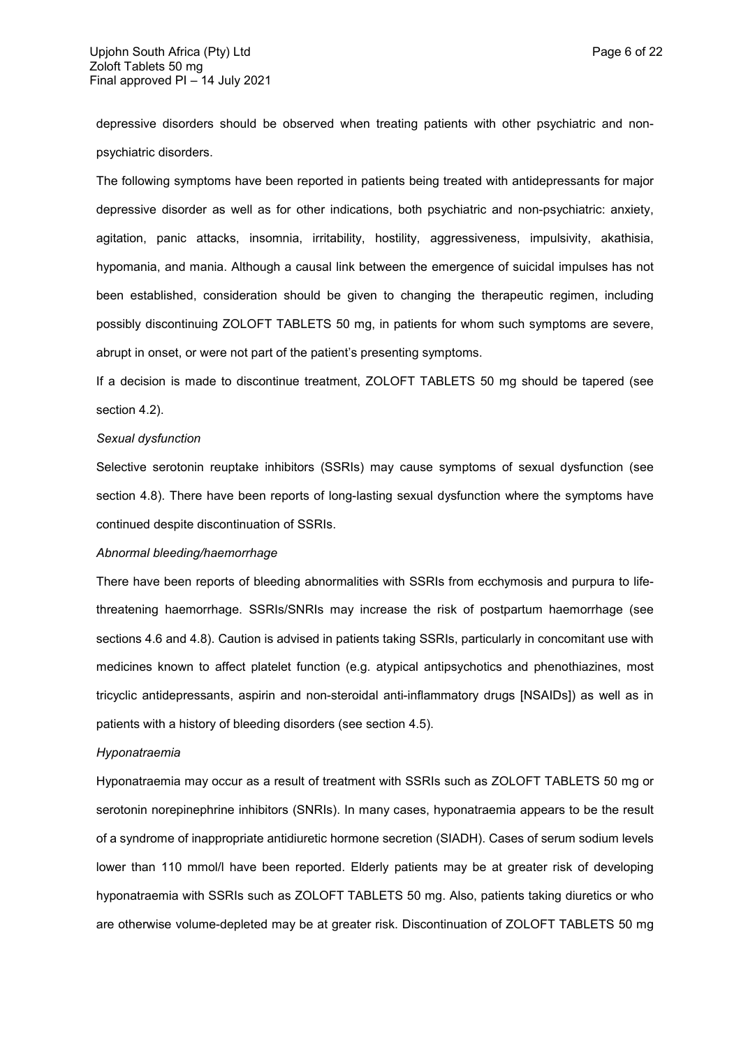depressive disorders should be observed when treating patients with other psychiatric and non-psychiatric disorders.

The following symptoms have been reported in patients being treated with antidepressants for major depressive disorder as well as for other indications, both psychiatric and non-psychiatric: anxiety, agitation, panic attacks, insomnia, irritability, hostility, aggressiveness, impulsivity, akathisia, hypomania, and mania. Although a causal link between the emergence of suicidal impulses has not been established, consideration should be given to changing the therapeutic regimen, including possibly discontinuing ZOLOFT TABLETS 50 mg, in patients for whom such symptoms are severe, abrupt in onset, or were not part of the patient's presenting symptoms.

If a decision is made to discontinue treatment, ZOLOFT TABLETS 50 mg should be tapered (see section 4.2).

*Sexual dysfunction*

Selective serotonin reuptake inhibitors (SSRIs) may cause symptoms of sexual dysfunction (see section 4.8). There have been reports of long-lasting sexual dysfunction where the symptoms have continued despite discontinuation of SSRIs.

*Abnormal bleeding/haemorrhage*

There have been reports of bleeding abnormalities with SSRIs from ecchymosis and purpura to life-threatening haemorrhage. SSRIs/SNRIs may increase the risk of postpartum haemorrhage (see sections 4.6 and 4.8). Caution is advised in patients taking SSRIs, particularly in concomitant use with medicines known to affect platelet function (e.g. atypical antipsychotics and phenothiazines, most tricyclic antidepressants, aspirin and non-steroidal anti-inflammatory drugs [NSAIDs]) as well as in patients with a history of bleeding disorders (see section 4.5).

*Hyponatraemia*

Hyponatraemia may occur as a result of treatment with SSRIs such as ZOLOFT TABLETS 50 mg or serotonin norepinephrine inhibitors (SNRIs). In many cases, hyponatraemia appears to be the result of a syndrome of inappropriate antidiuretic hormone secretion (SIADH). Cases of serum sodium levels lower than 110 mmol/l have been reported. Elderly patients may be at greater risk of developing hyponatraemia with SSRIs such as ZOLOFT TABLETS 50 mg. Also, patients taking diuretics or who are otherwise volume-depleted may be at greater risk. Discontinuation of ZOLOFT TABLETS 50 mg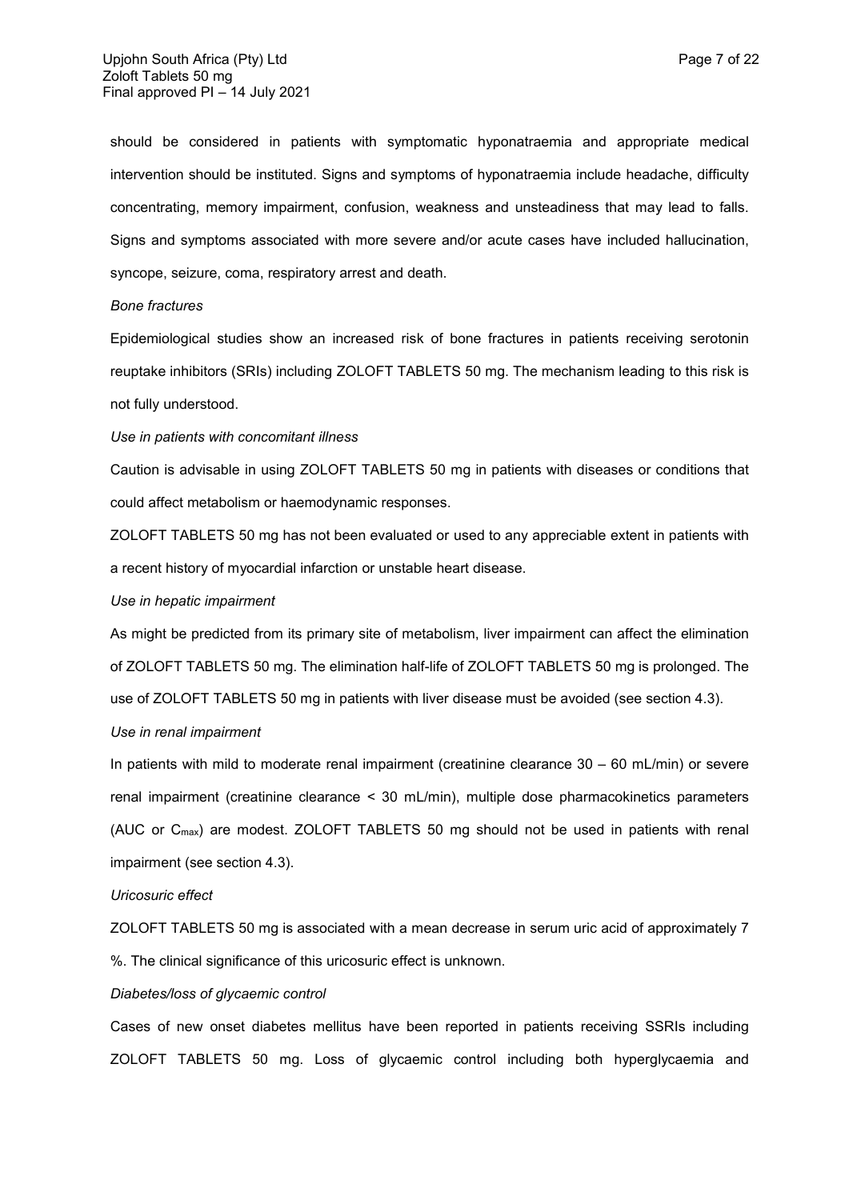should be considered in patients with symptomatic hyponatraemia and appropriate medical intervention should be instituted. Signs and symptoms of hyponatraemia include headache, difficulty concentrating, memory impairment, confusion, weakness and unsteadiness that may lead to falls. Signs and symptoms associated with more severe and/or acute cases have included hallucination, syncope, seizure, coma, respiratory arrest and death.

*Bone fractures*

Epidemiological studies show an increased risk of bone fractures in patients receiving serotonin reuptake inhibitors (SRIs) including ZOLOFT TABLETS 50 mg. The mechanism leading to this risk is not fully understood.

*Use in patients with concomitant illness*

Caution is advisable in using ZOLOFT TABLETS 50 mg in patients with diseases or conditions that could affect metabolism or haemodynamic responses.

ZOLOFT TABLETS 50 mg has not been evaluated or used to any appreciable extent in patients with a recent history of myocardial infarction or unstable heart disease.

*Use in hepatic impairment*

As might be predicted from its primary site of metabolism, liver impairment can affect the elimination of ZOLOFT TABLETS 50 mg. The elimination half-life of ZOLOFT TABLETS 50 mg is prolonged. The use of ZOLOFT TABLETS 50 mg in patients with liver disease must be avoided (see section 4.3).

*Use in renal impairment*

In patients with mild to moderate renal impairment (creatinine clearance 30 – 60 mL/min) or severe renal impairment (creatinine clearance < 30 mL/min), multiple dose pharmacokinetics parameters (AUC or $C_{max}$) are modest. ZOLOFT TABLETS 50 mg should not be used in patients with renal impairment (see section 4.3).

*Uricosuric effect*

ZOLOFT TABLETS 50 mg is associated with a mean decrease in serum uric acid of approximately 7 %. The clinical significance of this uricosuric effect is unknown.

*Diabetes/loss of glycaemic control*

Cases of new onset diabetes mellitus have been reported in patients receiving SSRIs including ZOLOFT TABLETS 50 mg. Loss of glycaemic control including both hyperglycaemia and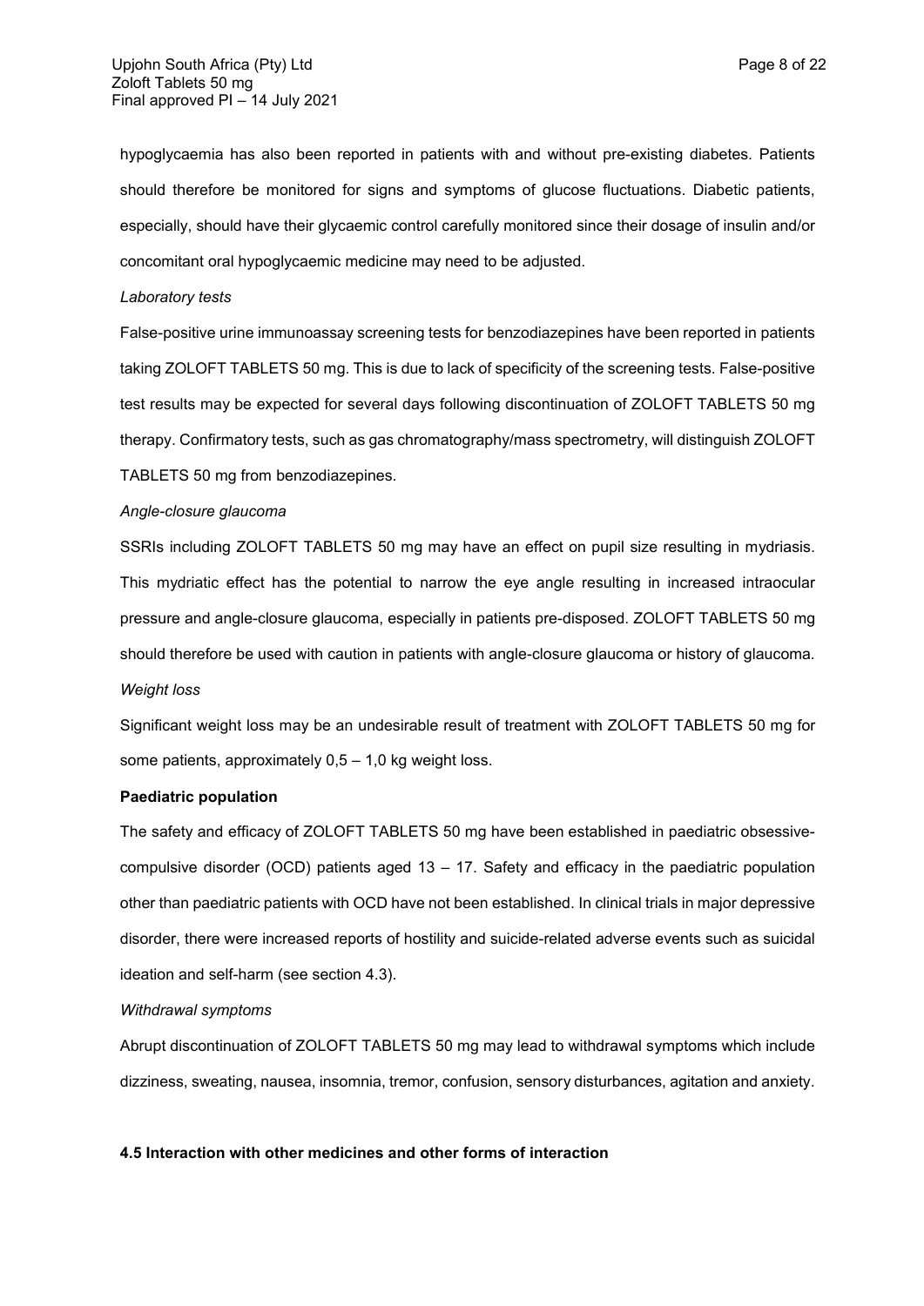hypoglycaemia has also been reported in patients with and without pre-existing diabetes. Patients should therefore be monitored for signs and symptoms of glucose fluctuations. Diabetic patients, especially, should have their glycaemic control carefully monitored since their dosage of insulin and/or concomitant oral hypoglycaemic medicine may need to be adjusted.

*Laboratory tests*

False-positive urine immunoassay screening tests for benzodiazepines have been reported in patients taking ZOLOFT TABLETS 50 mg. This is due to lack of specificity of the screening tests. False-positive test results may be expected for several days following discontinuation of ZOLOFT TABLETS 50 mg therapy. Confirmatory tests, such as gas chromatography/mass spectrometry, will distinguish ZOLOFT TABLETS 50 mg from benzodiazepines.

*Angle-closure glaucoma*

SSRIs including ZOLOFT TABLETS 50 mg may have an effect on pupil size resulting in mydriasis. This mydriatic effect has the potential to narrow the eye angle resulting in increased intraocular pressure and angle-closure glaucoma, especially in patients pre-disposed. ZOLOFT TABLETS 50 mg should therefore be used with caution in patients with angle-closure glaucoma or history of glaucoma.

*Weight loss*

Significant weight loss may be an undesirable result of treatment with ZOLOFT TABLETS 50 mg for some patients, approximately 0,5 – 1,0 kg weight loss.

**Paediatric population**

The safety and efficacy of ZOLOFT TABLETS 50 mg have been established in paediatric obsessive-compulsive disorder (OCD) patients aged 13 – 17. Safety and efficacy in the paediatric population other than paediatric patients with OCD have not been established. In clinical trials in major depressive disorder, there were increased reports of hostility and suicide-related adverse events such as suicidal ideation and self-harm (see section 4.3).

*Withdrawal symptoms*

Abrupt discontinuation of ZOLOFT TABLETS 50 mg may lead to withdrawal symptoms which include dizziness, sweating, nausea, insomnia, tremor, confusion, sensory disturbances, agitation and anxiety.

**4.5 Interaction with other medicines and other forms of interaction**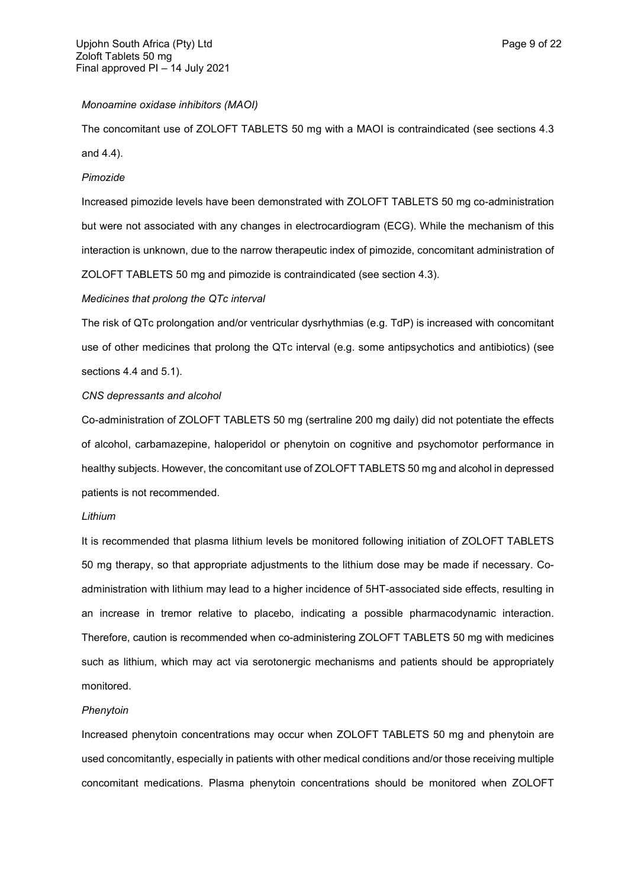*Monoamine oxidase inhibitors (MAOI)*

The concomitant use of ZOLOFT TABLETS 50 mg with a MAOI is contraindicated (see sections 4.3 and 4.4).

*Pimozide*

Increased pimozide levels have been demonstrated with ZOLOFT TABLETS 50 mg co-administration but were not associated with any changes in electrocardiogram (ECG). While the mechanism of this interaction is unknown, due to the narrow therapeutic index of pimozide, concomitant administration of ZOLOFT TABLETS 50 mg and pimozide is contraindicated (see section 4.3).

*Medicines that prolong the QTc interval*

The risk of QTc prolongation and/or ventricular dysrhythmias (e.g. TdP) is increased with concomitant use of other medicines that prolong the QTc interval (e.g. some antipsychotics and antibiotics) (see sections 4.4 and 5.1).

*CNS depressants and alcohol*

Co-administration of ZOLOFT TABLETS 50 mg (sertraline 200 mg daily) did not potentiate the effects of alcohol, carbamazepine, haloperidol or phenytoin on cognitive and psychomotor performance in healthy subjects. However, the concomitant use of ZOLOFT TABLETS 50 mg and alcohol in depressed patients is not recommended.

*Lithium*

It is recommended that plasma lithium levels be monitored following initiation of ZOLOFT TABLETS 50 mg therapy, so that appropriate adjustments to the lithium dose may be made if necessary. Co-administration with lithium may lead to a higher incidence of 5HT-associated side effects, resulting in an increase in tremor relative to placebo, indicating a possible pharmacodynamic interaction. Therefore, caution is recommended when co-administering ZOLOFT TABLETS 50 mg with medicines such as lithium, which may act via serotonergic mechanisms and patients should be appropriately monitored.

*Phenytoin*

Increased phenytoin concentrations may occur when ZOLOFT TABLETS 50 mg and phenytoin are used concomitantly, especially in patients with other medical conditions and/or those receiving multiple concomitant medications. Plasma phenytoin concentrations should be monitored when ZOLOFT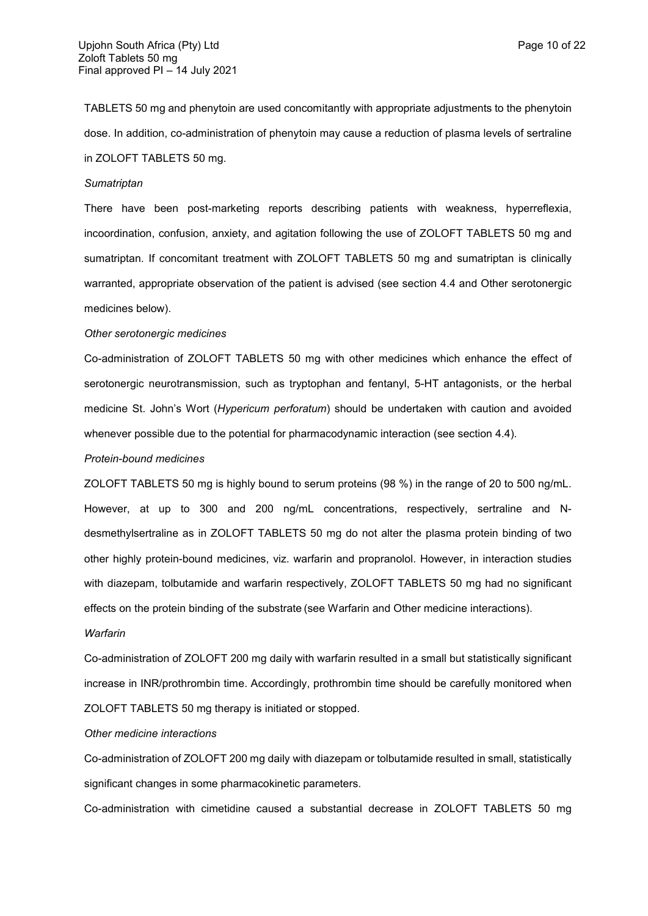TABLETS 50 mg and phenytoin are used concomitantly with appropriate adjustments to the phenytoin dose. In addition, co-administration of phenytoin may cause a reduction of plasma levels of sertraline in ZOLOFT TABLETS 50 mg.

*Sumatriptan*

There have been post-marketing reports describing patients with weakness, hyperreflexia, incoordination, confusion, anxiety, and agitation following the use of ZOLOFT TABLETS 50 mg and sumatriptan. If concomitant treatment with ZOLOFT TABLETS 50 mg and sumatriptan is clinically warranted, appropriate observation of the patient is advised (see section 4.4 and Other serotonergic medicines below).

*Other serotonergic medicines*

Co-administration of ZOLOFT TABLETS 50 mg with other medicines which enhance the effect of serotonergic neurotransmission, such as tryptophan and fentanyl, 5-HT antagonists, or the herbal medicine St. John's Wort (*Hypericum perforatum*) should be undertaken with caution and avoided whenever possible due to the potential for pharmacodynamic interaction (see section 4.4).

*Protein-bound medicines*

ZOLOFT TABLETS 50 mg is highly bound to serum proteins (98 %) in the range of 20 to 500 ng/mL. However, at up to 300 and 200 ng/mL concentrations, respectively, sertraline and N-desmethylsertraline as in ZOLOFT TABLETS 50 mg do not alter the plasma protein binding of two other highly protein-bound medicines, viz. warfarin and propranolol. However, in interaction studies with diazepam, tolbutamide and warfarin respectively, ZOLOFT TABLETS 50 mg had no significant effects on the protein binding of the substrate (see Warfarin and Other medicine interactions).

*Warfarin*

Co-administration of ZOLOFT 200 mg daily with warfarin resulted in a small but statistically significant increase in INR/prothrombin time. Accordingly, prothrombin time should be carefully monitored when ZOLOFT TABLETS 50 mg therapy is initiated or stopped.

*Other medicine interactions*

Co-administration of ZOLOFT 200 mg daily with diazepam or tolbutamide resulted in small, statistically significant changes in some pharmacokinetic parameters.

Co-administration with cimetidine caused a substantial decrease in ZOLOFT TABLETS 50 mg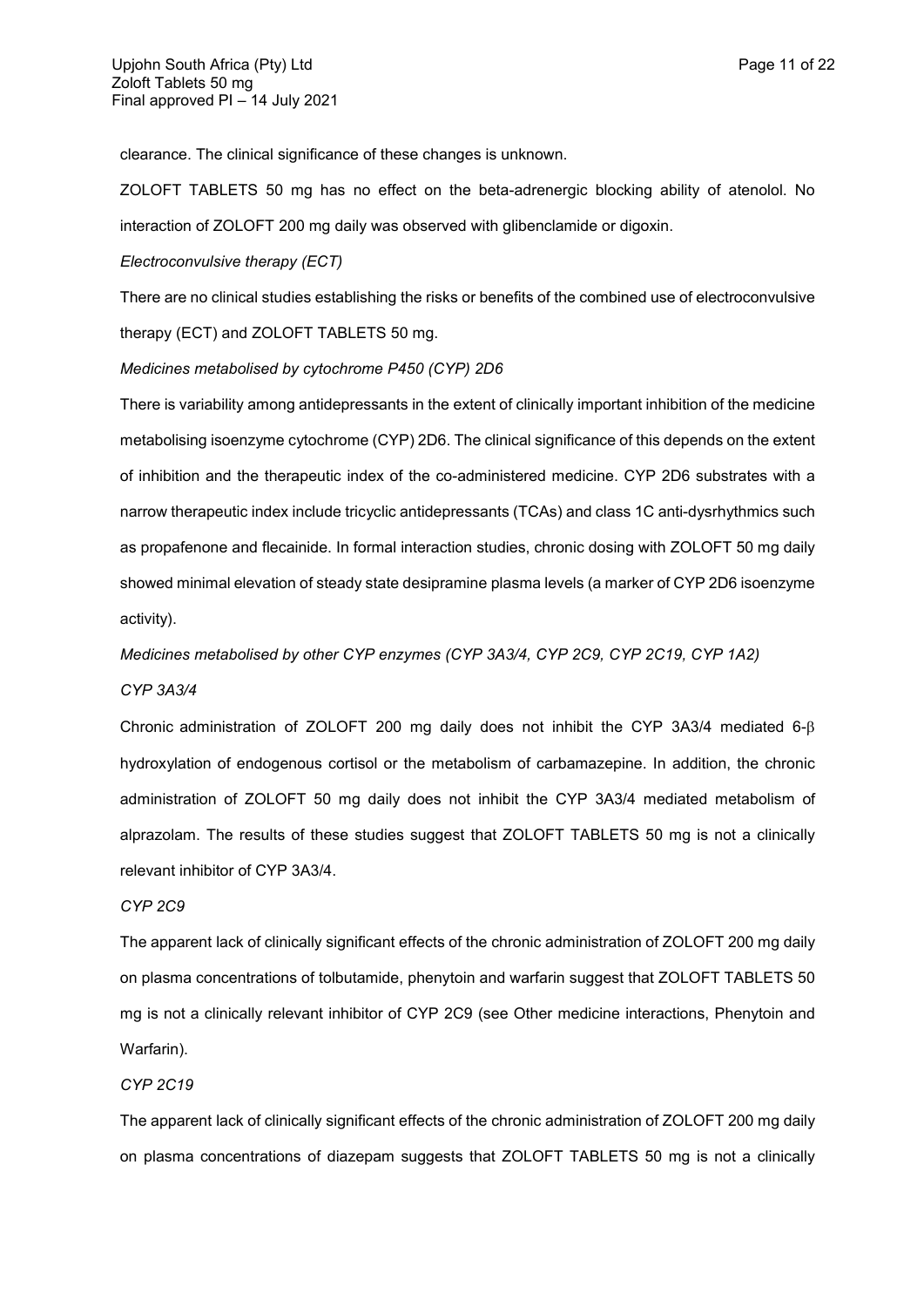clearance. The clinical significance of these changes is unknown.

ZOLOFT TABLETS 50 mg has no effect on the beta-adrenergic blocking ability of atenolol. No interaction of ZOLOFT 200 mg daily was observed with glibenclamide or digoxin.

*Electroconvulsive therapy (ECT)*

There are no clinical studies establishing the risks or benefits of the combined use of electroconvulsive therapy (ECT) and ZOLOFT TABLETS 50 mg.

*Medicines metabolised by cytochrome P450 (CYP) 2D6*

There is variability among antidepressants in the extent of clinically important inhibition of the medicine metabolising isoenzyme cytochrome (CYP) 2D6. The clinical significance of this depends on the extent of inhibition and the therapeutic index of the co-administered medicine. CYP 2D6 substrates with a narrow therapeutic index include tricyclic antidepressants (TCAs) and class 1C anti-dysrhythmics such as propafenone and flecainide. In formal interaction studies, chronic dosing with ZOLOFT 50 mg daily showed minimal elevation of steady state desipramine plasma levels (a marker of CYP 2D6 isoenzyme activity).

*Medicines metabolised by other CYP enzymes (CYP 3A3/4, CYP 2C9, CYP 2C19, CYP 1A2)*

*CYP 3A3/4*

Chronic administration of ZOLOFT 200 mg daily does not inhibit the CYP 3A3/4 mediated 6-$\beta$ hydroxylation of endogenous cortisol or the metabolism of carbamazepine. In addition, the chronic administration of ZOLOFT 50 mg daily does not inhibit the CYP 3A3/4 mediated metabolism of alprazolam. The results of these studies suggest that ZOLOFT TABLETS 50 mg is not a clinically relevant inhibitor of CYP 3A3/4.

*CYP 2C9*

The apparent lack of clinically significant effects of the chronic administration of ZOLOFT 200 mg daily on plasma concentrations of tolbutamide, phenytoin and warfarin suggest that ZOLOFT TABLETS 50 mg is not a clinically relevant inhibitor of CYP 2C9 (see Other medicine interactions, Phenytoin and Warfarin).

*CYP 2C19*

The apparent lack of clinically significant effects of the chronic administration of ZOLOFT 200 mg daily on plasma concentrations of diazepam suggests that ZOLOFT TABLETS 50 mg is not a clinically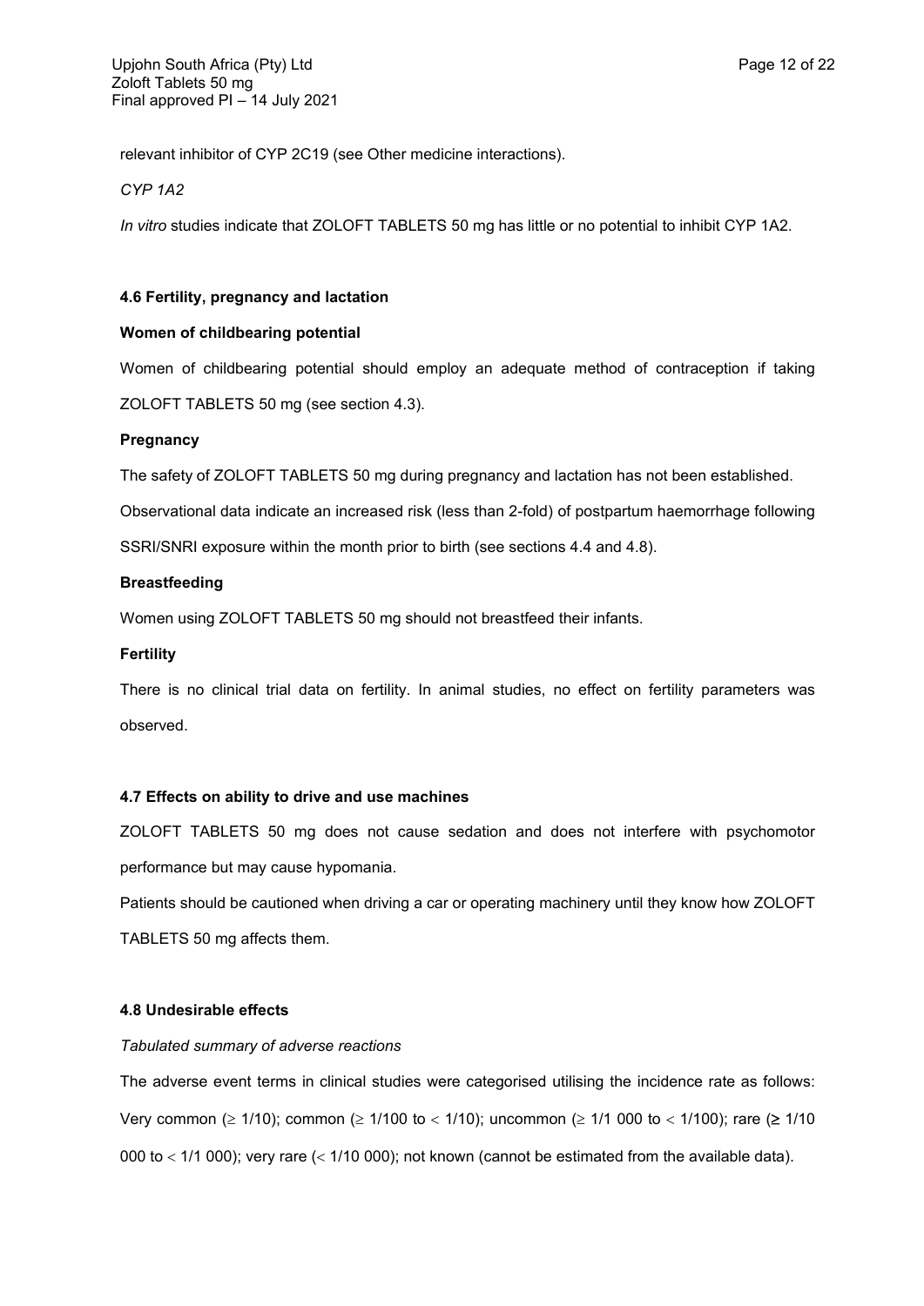relevant inhibitor of CYP 2C19 (see Other medicine interactions).

*CYP 1A2*

*In vitro* studies indicate that ZOLOFT TABLETS 50 mg has little or no potential to inhibit CYP 1A2.

### 4.6 Fertility, pregnancy and lactation

**Women of childbearing potential**

Women of childbearing potential should employ an adequate method of contraception if taking ZOLOFT TABLETS 50 mg (see section 4.3).

**Pregnancy**

The safety of ZOLOFT TABLETS 50 mg during pregnancy and lactation has not been established.

Observational data indicate an increased risk (less than 2-fold) of postpartum haemorrhage following SSRI/SNRI exposure within the month prior to birth (see sections 4.4 and 4.8).

**Breastfeeding**

Women using ZOLOFT TABLETS 50 mg should not breastfeed their infants.

**Fertility**

There is no clinical trial data on fertility. In animal studies, no effect on fertility parameters was observed.

### 4.7 Effects on ability to drive and use machines

ZOLOFT TABLETS 50 mg does not cause sedation and does not interfere with psychomotor performance but may cause hypomania.

Patients should be cautioned when driving a car or operating machinery until they know how ZOLOFT TABLETS 50 mg affects them.

### 4.8 Undesirable effects

*Tabulated summary of adverse reactions*

The adverse event terms in clinical studies were categorised utilising the incidence rate as follows: Very common (≥ 1/10); common (≥ 1/100 to < 1/10); uncommon (≥ 1/1 000 to < 1/100); rare (≥ 1/10 000 to < 1/1 000); very rare (< 1/10 000); not known (cannot be estimated from the available data).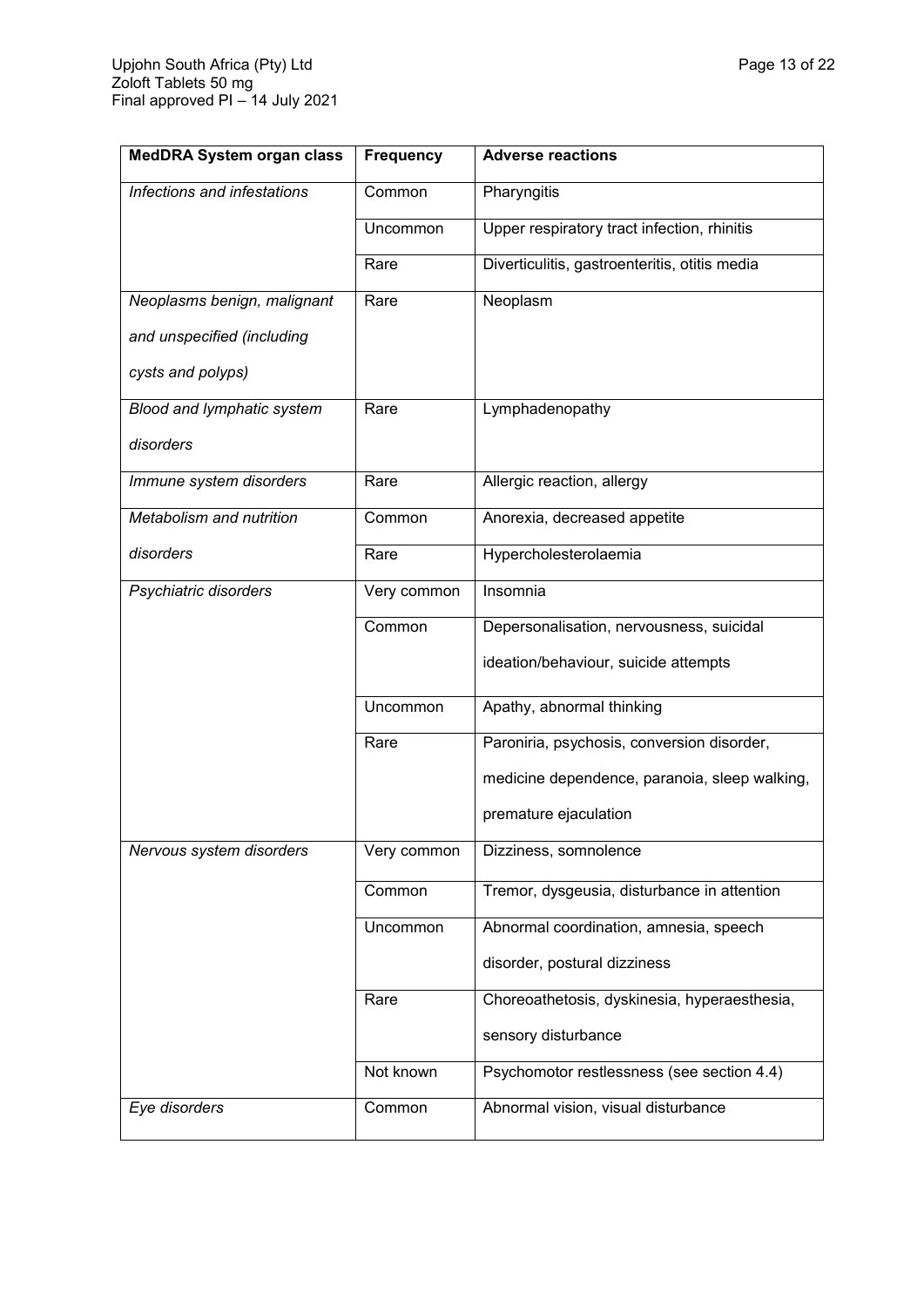| MedDRA System organ class | Frequency | Adverse reactions |
|---|---|---|
| *Infections and infestations* | Common | Pharyngitis |
| | Uncommon | Upper respiratory tract infection, rhinitis |
| | Rare | Diverticulitis, gastroenteritis, otitis media |
| *Neoplasms benign, malignant and unspecified (including cysts and polyps)* | Rare | Neoplasm |
| *Blood and lymphatic system disorders* | Rare | Lymphadenopathy |
| *Immune system disorders* | Rare | Allergic reaction, allergy |
| *Metabolism and nutrition disorders* | Common | Anorexia, decreased appetite |
| | Rare | Hypercholesterolaemia |
| *Psychiatric disorders* | Very common | Insomnia |
| | Common | Depersonalisation, nervousness, suicidal ideation/behaviour, suicide attempts |
| | Uncommon | Apathy, abnormal thinking |
| | Rare | Paroniria, psychosis, conversion disorder, medicine dependence, paranoia, sleep walking, premature ejaculation |
| *Nervous system disorders* | Very common | Dizziness, somnolence |
| | Common | Tremor, dysgeusia, disturbance in attention |
| | Uncommon | Abnormal coordination, amnesia, speech disorder, postural dizziness |
| | Rare | Choreoathetosis, dyskinesia, hyperaesthesia, sensory disturbance |
| | Not known | Psychomotor restlessness (see section 4.4) |
| *Eye disorders* | Common | Abnormal vision, visual disturbance |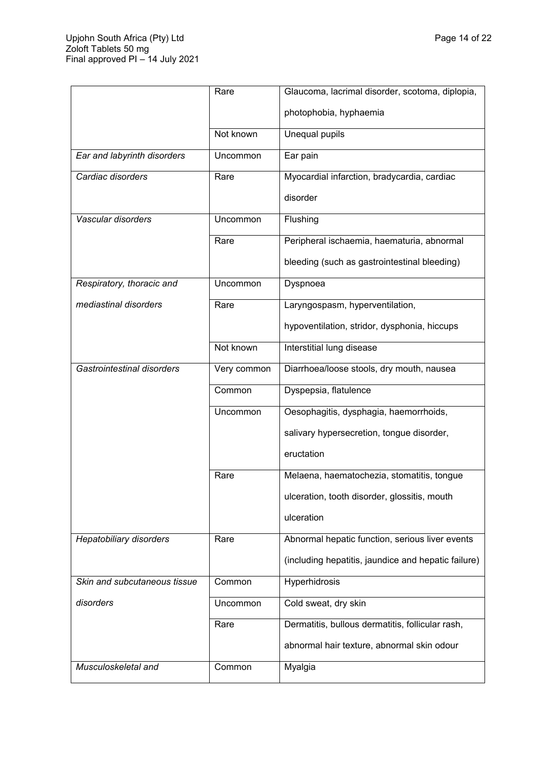| | | |
|---|---|---|
| | Rare | Glaucoma, lacrimal disorder, scotoma, diplopia, photophobia, hyphaemia |
| | Not known | Unequal pupils |
| *Ear and labyrinth disorders* | Uncommon | Ear pain |
| *Cardiac disorders* | Rare | Myocardial infarction, bradycardia, cardiac disorder |
| *Vascular disorders* | Uncommon | Flushing |
| | Rare | Peripheral ischaemia, haematuria, abnormal bleeding (such as gastrointestinal bleeding) |
| *Respiratory, thoracic and mediastinal disorders* | Uncommon | Dyspnoea |
| | Rare | Laryngospasm, hyperventilation, hypoventilation, stridor, dysphonia, hiccups |
| | Not known | Interstitial lung disease |
| *Gastrointestinal disorders* | Very common | Diarrhoea/loose stools, dry mouth, nausea |
| | Common | Dyspepsia, flatulence |
| | Uncommon | Oesophagitis, dysphagia, haemorrhoids, salivary hypersecretion, tongue disorder, eructation |
| | Rare | Melaena, haematochezia, stomatitis, tongue ulceration, tooth disorder, glossitis, mouth ulceration |
| *Hepatobiliary disorders* | Rare | Abnormal hepatic function, serious liver events (including hepatitis, jaundice and hepatic failure) |
| *Skin and subcutaneous tissue disorders* | Common | Hyperhidrosis |
| | Uncommon | Cold sweat, dry skin |
| | Rare | Dermatitis, bullous dermatitis, follicular rash, abnormal hair texture, abnormal skin odour |
| *Musculoskeletal and* | Common | Myalgia |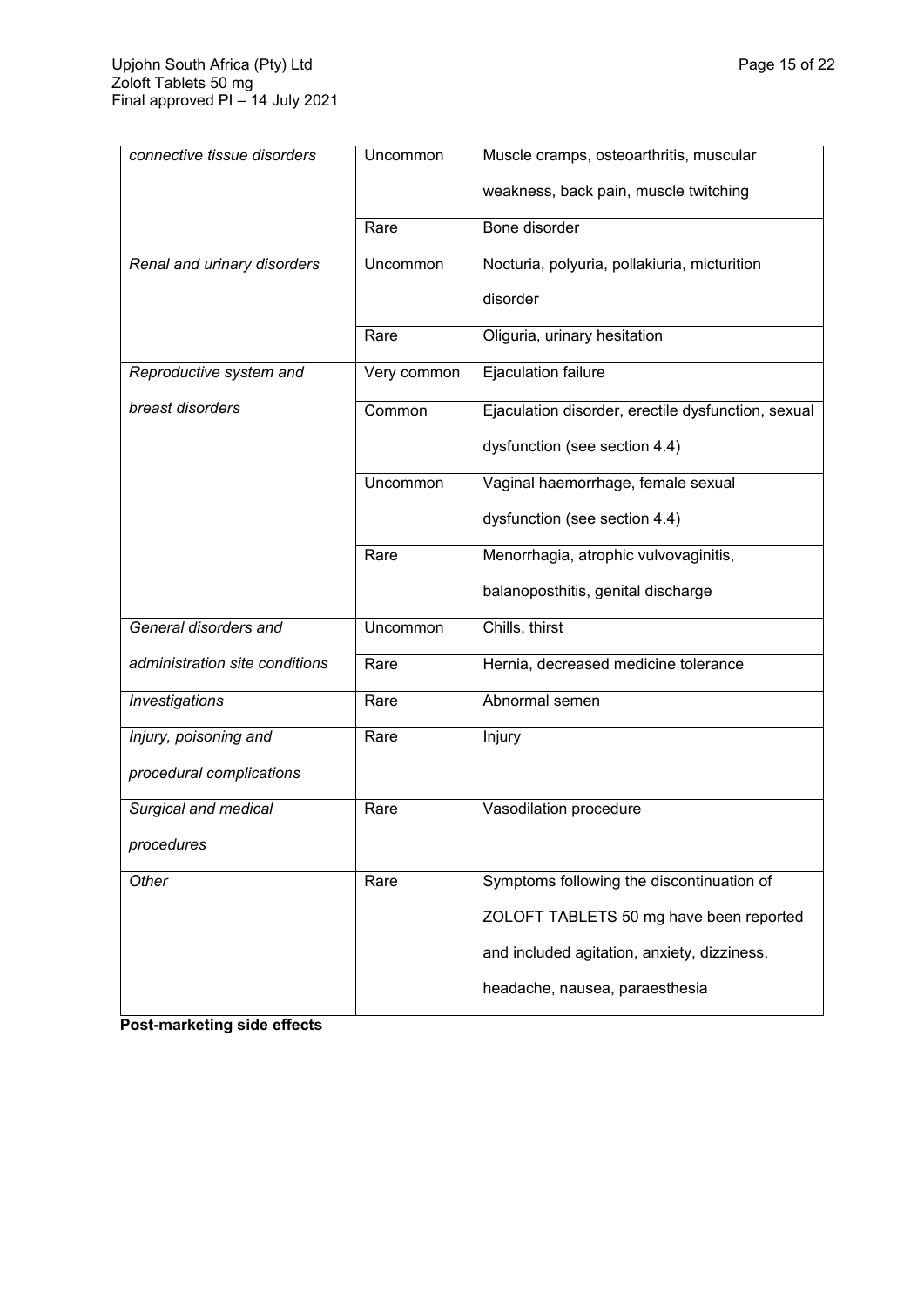| | | |
|---|---|---|
| *connective tissue disorders* | Uncommon | Muscle cramps, osteoarthritis, muscular weakness, back pain, muscle twitching |
| | Rare | Bone disorder |
| *Renal and urinary disorders* | Uncommon | Nocturia, polyuria, pollakiuria, micturition disorder |
| | Rare | Oliguria, urinary hesitation |
| *Reproductive system and breast disorders* | Very common | Ejaculation failure |
| | Common | Ejaculation disorder, erectile dysfunction, sexual dysfunction (see section 4.4) |
| | Uncommon | Vaginal haemorrhage, female sexual dysfunction (see section 4.4) |
| | Rare | Menorrhagia, atrophic vulvovaginitis, balanoposthitis, genital discharge |
| *General disorders and administration site conditions* | Uncommon | Chills, thirst |
| | Rare | Hernia, decreased medicine tolerance |
| *Investigations* | Rare | Abnormal semen |
| *Injury, poisoning and procedural complications* | Rare | Injury |
| *Surgical and medical procedures* | Rare | Vasodilation procedure |
| *Other* | Rare | Symptoms following the discontinuation of ZOLOFT TABLETS 50 mg have been reported and included agitation, anxiety, dizziness, headache, nausea, paraesthesia |

**Post-marketing side effects**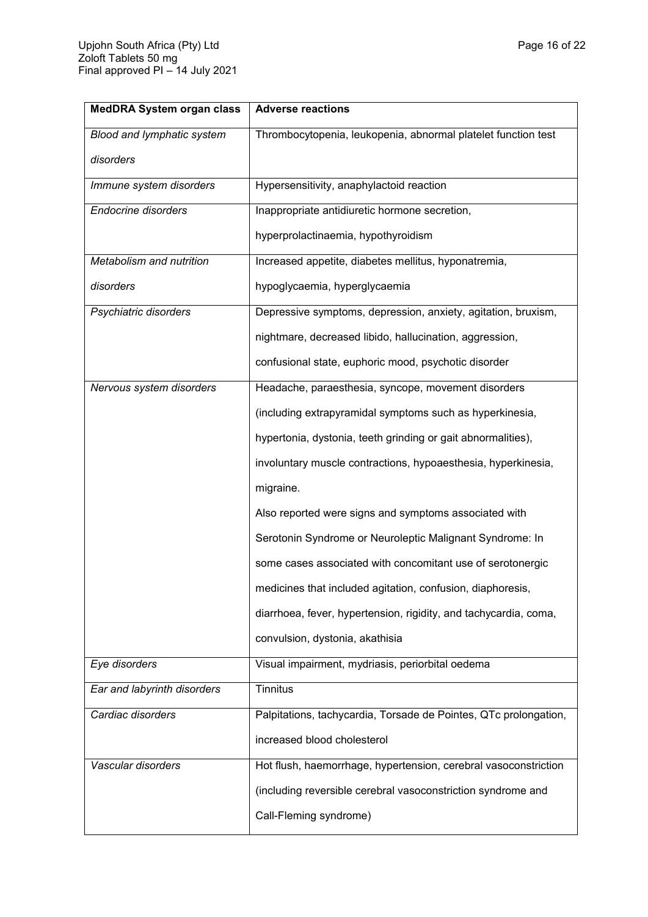| MedDRA System organ class | Adverse reactions |
|---|---|
| *Blood and lymphatic system disorders* | Thrombocytopenia, leukopenia, abnormal platelet function test |
| *Immune system disorders* | Hypersensitivity, anaphylactoid reaction |
| *Endocrine disorders* | Inappropriate antidiuretic hormone secretion, hyperprolactinaemia, hypothyroidism |
| *Metabolism and nutrition disorders* | Increased appetite, diabetes mellitus, hyponatremia, hypoglycaemia, hyperglycaemia |
| *Psychiatric disorders* | Depressive symptoms, depression, anxiety, agitation, bruxism, nightmare, decreased libido, hallucination, aggression, confusional state, euphoric mood, psychotic disorder |
| *Nervous system disorders* | Headache, paraesthesia, syncope, movement disorders (including extrapyramidal symptoms such as hyperkinesia, hypertonia, dystonia, teeth grinding or gait abnormalities), involuntary muscle contractions, hypoaesthesia, hyperkinesia, migraine.<br>Also reported were signs and symptoms associated with Serotonin Syndrome or Neuroleptic Malignant Syndrome: In some cases associated with concomitant use of serotonergic medicines that included agitation, confusion, diaphoresis, diarrhoea, fever, hypertension, rigidity, and tachycardia, coma, convulsion, dystonia, akathisia |
| *Eye disorders* | Visual impairment, mydriasis, periorbital oedema |
| *Ear and labyrinth disorders* | Tinnitus |
| *Cardiac disorders* | Palpitations, tachycardia, Torsade de Pointes, QTc prolongation, increased blood cholesterol |
| *Vascular disorders* | Hot flush, haemorrhage, hypertension, cerebral vasoconstriction (including reversible cerebral vasoconstriction syndrome and Call-Fleming syndrome) |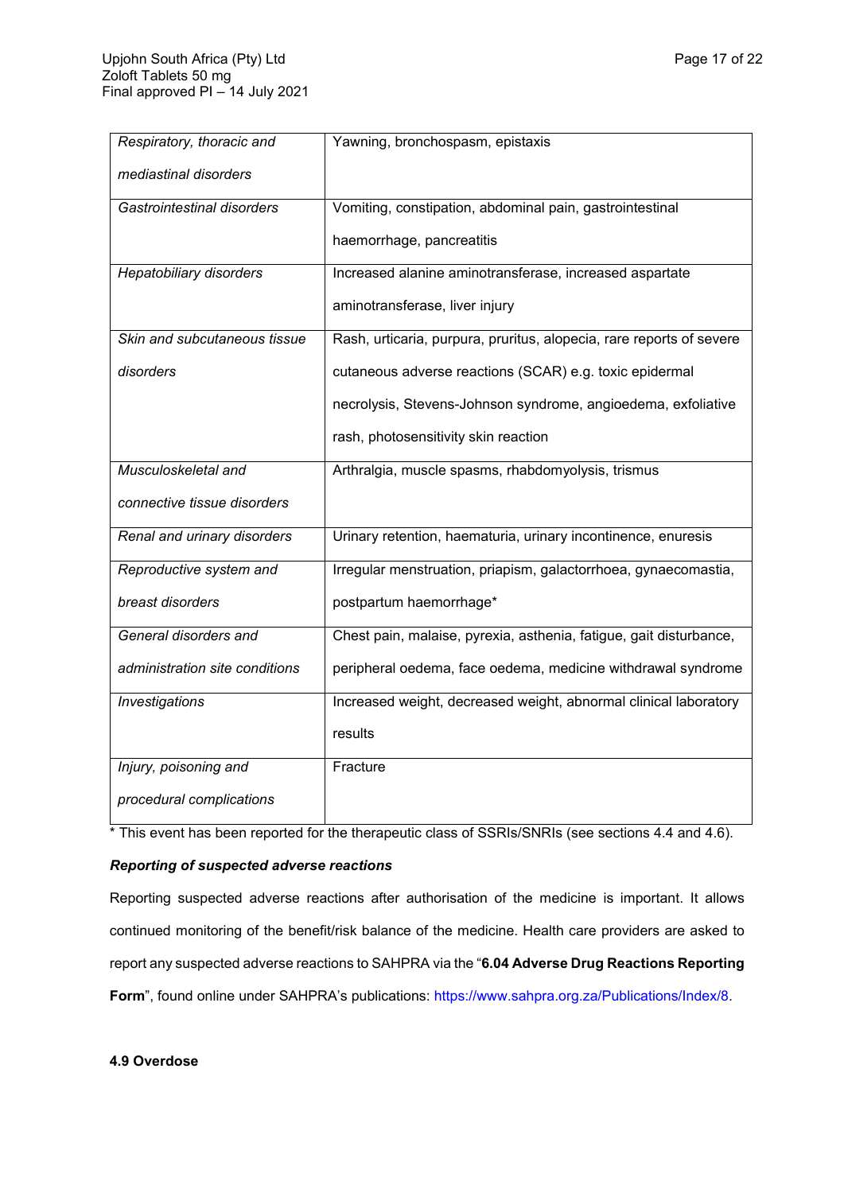| *Respiratory, thoracic and mediastinal disorders* | Yawning, bronchospasm, epistaxis |
|---|---|
| *Gastrointestinal disorders* | Vomiting, constipation, abdominal pain, gastrointestinal haemorrhage, pancreatitis |
| *Hepatobiliary disorders* | Increased alanine aminotransferase, increased aspartate aminotransferase, liver injury |
| *Skin and subcutaneous tissue disorders* | Rash, urticaria, purpura, pruritus, alopecia, rare reports of severe cutaneous adverse reactions (SCAR) e.g. toxic epidermal necrolysis, Stevens-Johnson syndrome, angioedema, exfoliative rash, photosensitivity skin reaction |
| *Musculoskeletal and connective tissue disorders* | Arthralgia, muscle spasms, rhabdomyolysis, trismus |
| *Renal and urinary disorders* | Urinary retention, haematuria, urinary incontinence, enuresis |
| *Reproductive system and breast disorders* | Irregular menstruation, priapism, galactorrhoea, gynaecomastia, postpartum haemorrhage* |
| *General disorders and administration site conditions* | Chest pain, malaise, pyrexia, asthenia, fatigue, gait disturbance, peripheral oedema, face oedema, medicine withdrawal syndrome |
| *Investigations* | Increased weight, decreased weight, abnormal clinical laboratory results |
| *Injury, poisoning and procedural complications* | Fracture |

* This event has been reported for the therapeutic class of SSRIs/SNRIs (see sections 4.4 and 4.6).

***Reporting of suspected adverse reactions***

Reporting suspected adverse reactions after authorisation of the medicine is important. It allows continued monitoring of the benefit/risk balance of the medicine. Health care providers are asked to report any suspected adverse reactions to SAHPRA via the "**6.04 Adverse Drug Reactions Reporting Form**", found online under SAHPRA's publications: https://www.sahpra.org.za/Publications/Index/8.

**4.9 Overdose**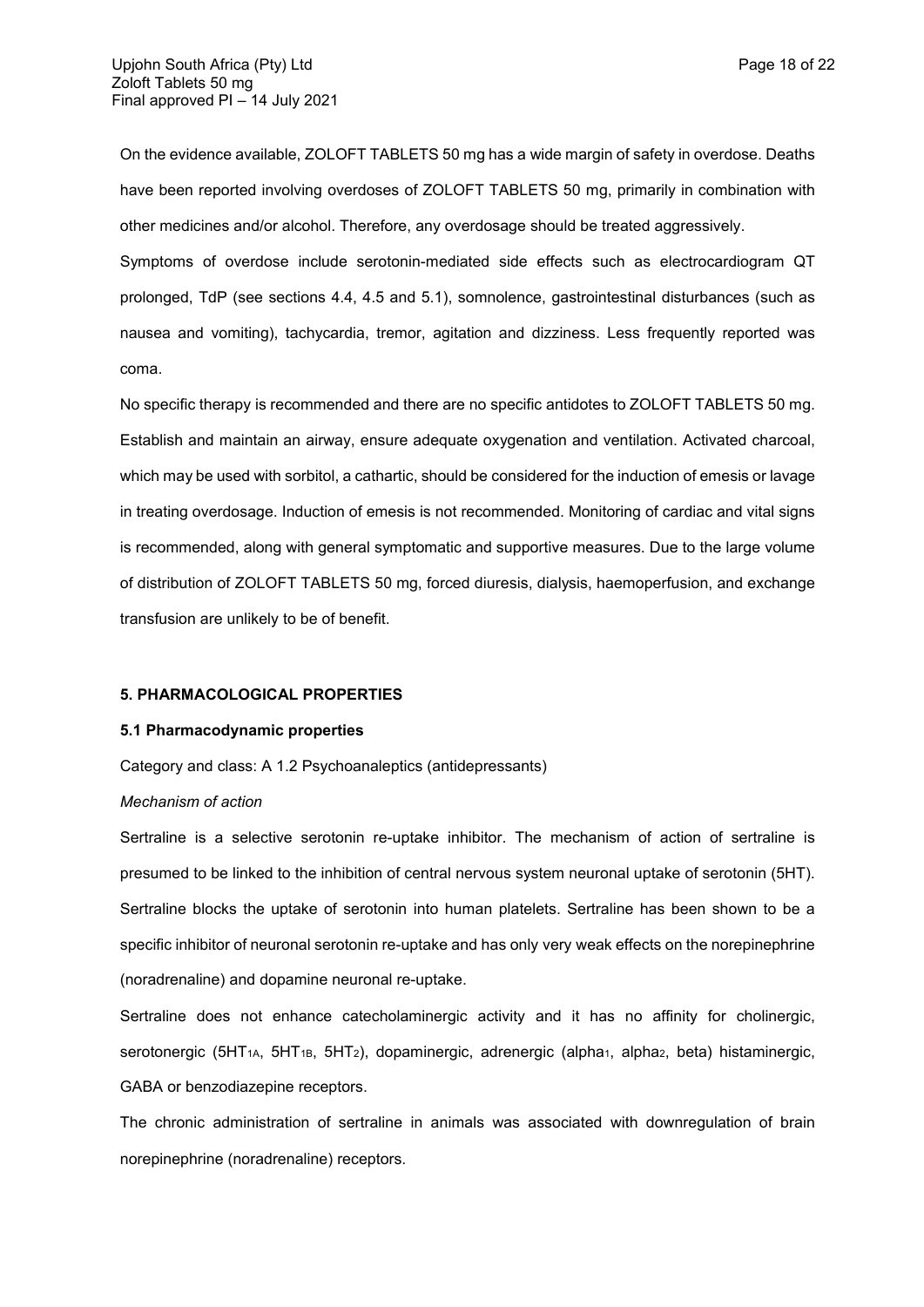On the evidence available, ZOLOFT TABLETS 50 mg has a wide margin of safety in overdose. Deaths have been reported involving overdoses of ZOLOFT TABLETS 50 mg, primarily in combination with other medicines and/or alcohol. Therefore, any overdosage should be treated aggressively.

Symptoms of overdose include serotonin-mediated side effects such as electrocardiogram QT prolonged, TdP (see sections 4.4, 4.5 and 5.1), somnolence, gastrointestinal disturbances (such as nausea and vomiting), tachycardia, tremor, agitation and dizziness. Less frequently reported was coma.

No specific therapy is recommended and there are no specific antidotes to ZOLOFT TABLETS 50 mg. Establish and maintain an airway, ensure adequate oxygenation and ventilation. Activated charcoal, which may be used with sorbitol, a cathartic, should be considered for the induction of emesis or lavage in treating overdosage. Induction of emesis is not recommended. Monitoring of cardiac and vital signs is recommended, along with general symptomatic and supportive measures. Due to the large volume of distribution of ZOLOFT TABLETS 50 mg, forced diuresis, dialysis, haemoperfusion, and exchange transfusion are unlikely to be of benefit.

## 5. PHARMACOLOGICAL PROPERTIES

### 5.1 Pharmacodynamic properties

Category and class: A 1.2 Psychoanaleptics (antidepressants)

*Mechanism of action*

Sertraline is a selective serotonin re-uptake inhibitor. The mechanism of action of sertraline is presumed to be linked to the inhibition of central nervous system neuronal uptake of serotonin (5HT). Sertraline blocks the uptake of serotonin into human platelets. Sertraline has been shown to be a specific inhibitor of neuronal serotonin re-uptake and has only very weak effects on the norepinephrine (noradrenaline) and dopamine neuronal re-uptake.

Sertraline does not enhance catecholaminergic activity and it has no affinity for cholinergic, serotonergic ($5HT_{1A}$, $5HT_{1B}$, $5HT_2$), dopaminergic, adrenergic ($alpha_1$, $alpha_2$, beta) histaminergic, GABA or benzodiazepine receptors.

The chronic administration of sertraline in animals was associated with downregulation of brain norepinephrine (noradrenaline) receptors.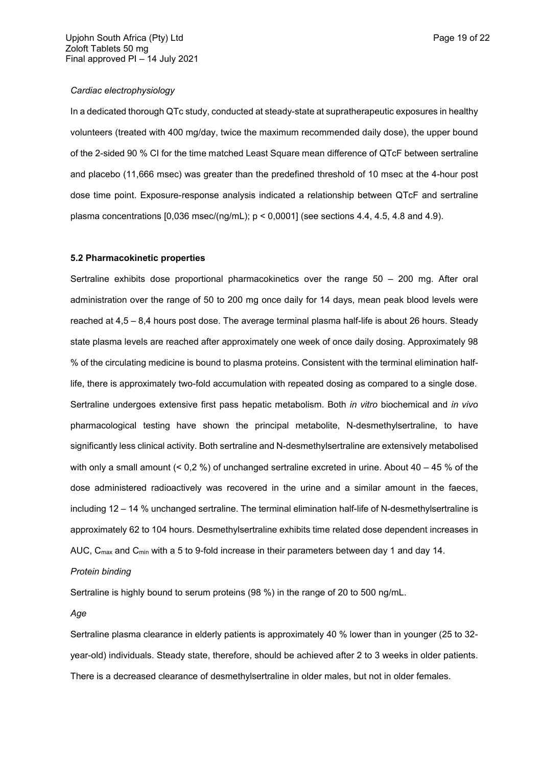*Cardiac electrophysiology*

In a dedicated thorough QTc study, conducted at steady-state at supratherapeutic exposures in healthy volunteers (treated with 400 mg/day, twice the maximum recommended daily dose), the upper bound of the 2-sided 90 % CI for the time matched Least Square mean difference of QTcF between sertraline and placebo (11,666 msec) was greater than the predefined threshold of 10 msec at the 4-hour post dose time point. Exposure-response analysis indicated a relationship between QTcF and sertraline plasma concentrations [0,036 msec/(ng/mL); $p < 0,0001$] (see sections 4.4, 4.5, 4.8 and 4.9).

**5.2 Pharmacokinetic properties**

Sertraline exhibits dose proportional pharmacokinetics over the range 50 – 200 mg. After oral administration over the range of 50 to 200 mg once daily for 14 days, mean peak blood levels were reached at 4,5 – 8,4 hours post dose. The average terminal plasma half-life is about 26 hours. Steady state plasma levels are reached after approximately one week of once daily dosing. Approximately 98 % of the circulating medicine is bound to plasma proteins. Consistent with the terminal elimination half-life, there is approximately two-fold accumulation with repeated dosing as compared to a single dose. Sertraline undergoes extensive first pass hepatic metabolism. Both *in vitro* biochemical and *in vivo* pharmacological testing have shown the principal metabolite, N-desmethylsertraline, to have significantly less clinical activity. Both sertraline and N-desmethylsertraline are extensively metabolised with only a small amount (< 0,2 %) of unchanged sertraline excreted in urine. About 40 – 45 % of the dose administered radioactively was recovered in the urine and a similar amount in the faeces, including 12 – 14 % unchanged sertraline. The terminal elimination half-life of N-desmethylsertraline is approximately 62 to 104 hours. Desmethylsertraline exhibits time related dose dependent increases in AUC, $C_{max}$ and $C_{min}$ with a 5 to 9-fold increase in their parameters between day 1 and day 14.

*Protein binding*

Sertraline is highly bound to serum proteins (98 %) in the range of 20 to 500 ng/mL.

*Age*

Sertraline plasma clearance in elderly patients is approximately 40 % lower than in younger (25 to 32-year-old) individuals. Steady state, therefore, should be achieved after 2 to 3 weeks in older patients. There is a decreased clearance of desmethylsertraline in older males, but not in older females.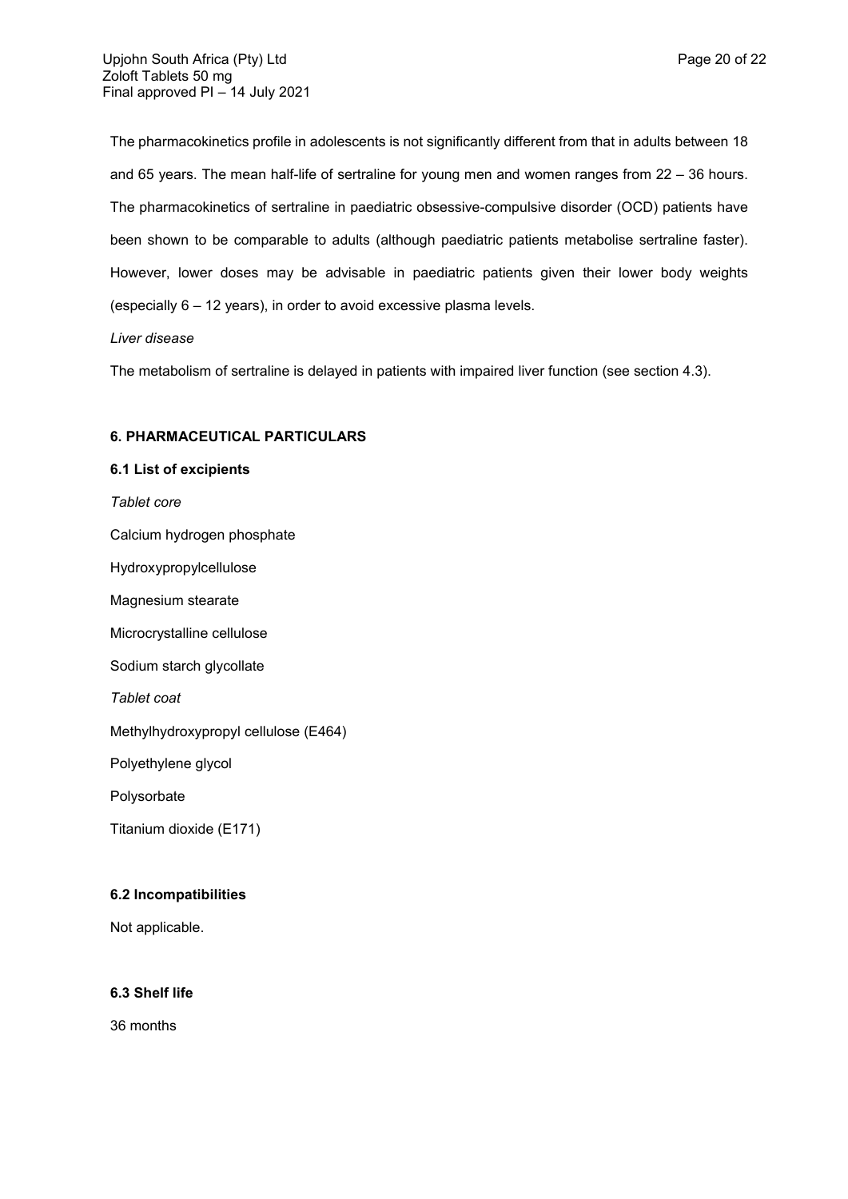The pharmacokinetics profile in adolescents is not significantly different from that in adults between 18 and 65 years. The mean half-life of sertraline for young men and women ranges from 22 – 36 hours. The pharmacokinetics of sertraline in paediatric obsessive-compulsive disorder (OCD) patients have been shown to be comparable to adults (although paediatric patients metabolise sertraline faster). However, lower doses may be advisable in paediatric patients given their lower body weights (especially 6 – 12 years), in order to avoid excessive plasma levels.

*Liver disease*

The metabolism of sertraline is delayed in patients with impaired liver function (see section 4.3).

## 6. PHARMACEUTICAL PARTICULARS

### 6.1 List of excipients

*Tablet core*

Calcium hydrogen phosphate

Hydroxypropylcellulose

Magnesium stearate

Microcrystalline cellulose

Sodium starch glycollate

*Tablet coat*

Methylhydroxypropyl cellulose (E464)

Polyethylene glycol

Polysorbate

Titanium dioxide (E171)

### 6.2 Incompatibilities

Not applicable.

### 6.3 Shelf life

36 months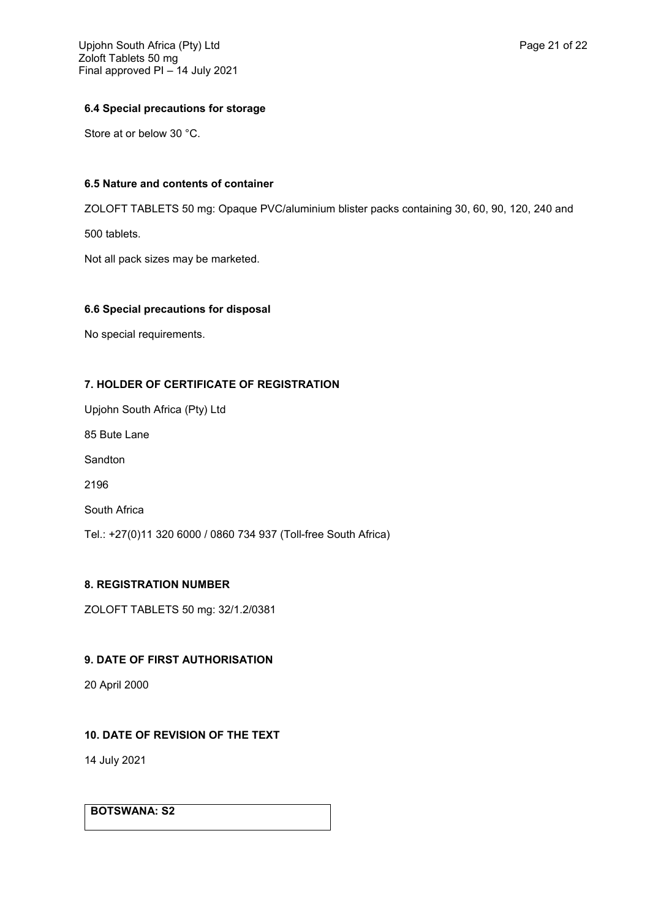### 6.4 Special precautions for storage

Store at or below 30 °C.

### 6.5 Nature and contents of container

ZOLOFT TABLETS 50 mg: Opaque PVC/aluminium blister packs containing 30, 60, 90, 120, 240 and 500 tablets.

Not all pack sizes may be marketed.

### 6.6 Special precautions for disposal

No special requirements.

## 7. HOLDER OF CERTIFICATE OF REGISTRATION

Upjohn South Africa (Pty) Ltd

85 Bute Lane

Sandton

2196

South Africa

Tel.: +27(0)11 320 6000 / 0860 734 937 (Toll-free South Africa)

## 8. REGISTRATION NUMBER

ZOLOFT TABLETS 50 mg: 32/1.2/0381

## 9. DATE OF FIRST AUTHORISATION

20 April 2000

## 10. DATE OF REVISION OF THE TEXT

14 July 2021

| **BOTSWANA: S2** |
| --- |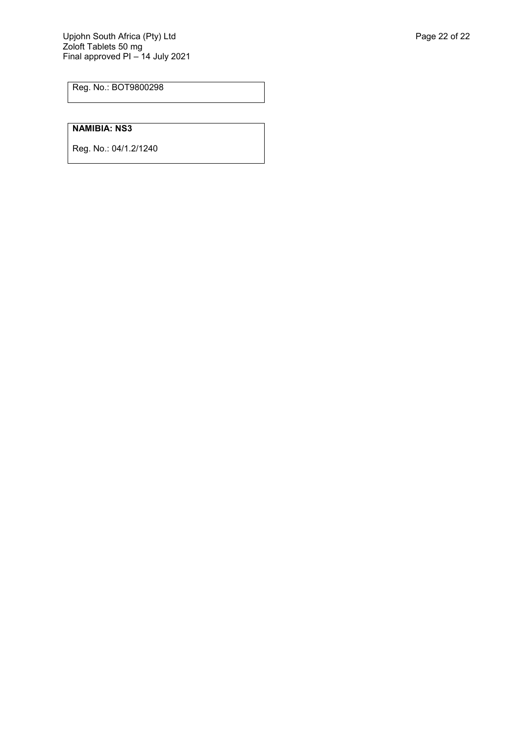Reg. No.: BOT9800298

**NAMIBIA: NS3**

Reg. No.: 04/1.2/1240